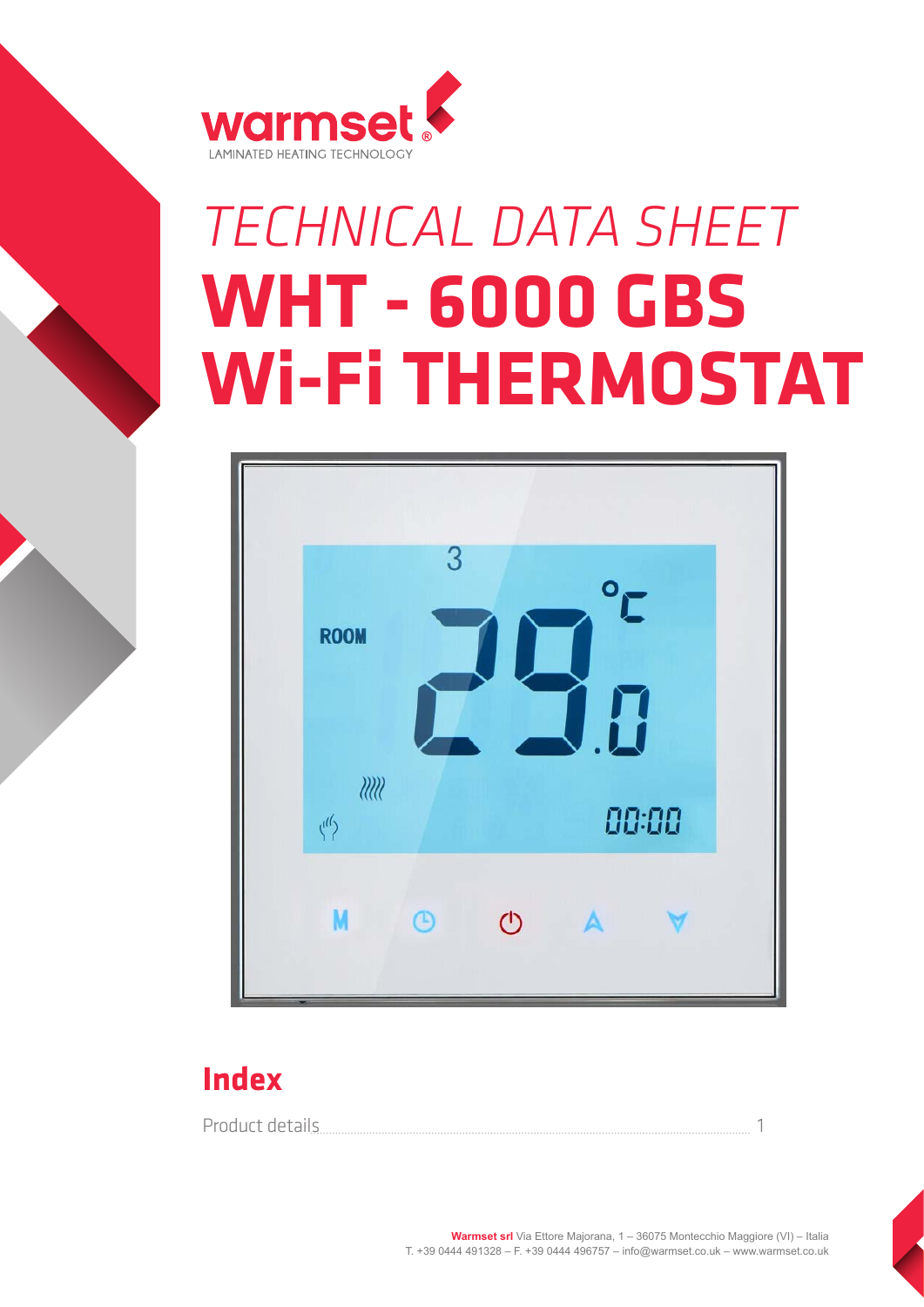warmset

LAMINATED HEATING TECHNOLOGY

*TECHNICAL DATA SHEET*

# WHT - 6000 GBS Wi-Fi THERMOSTAT

## Index

Product details ........ 1

**Warmset srl** Via Ettore Majorana, 1 – 36075 Montecchio Maggiore (VI) – Italia
T. +39 0444 491328 – F. +39 0444 496757 – info@warmset.co.uk – www.warmset.co.uk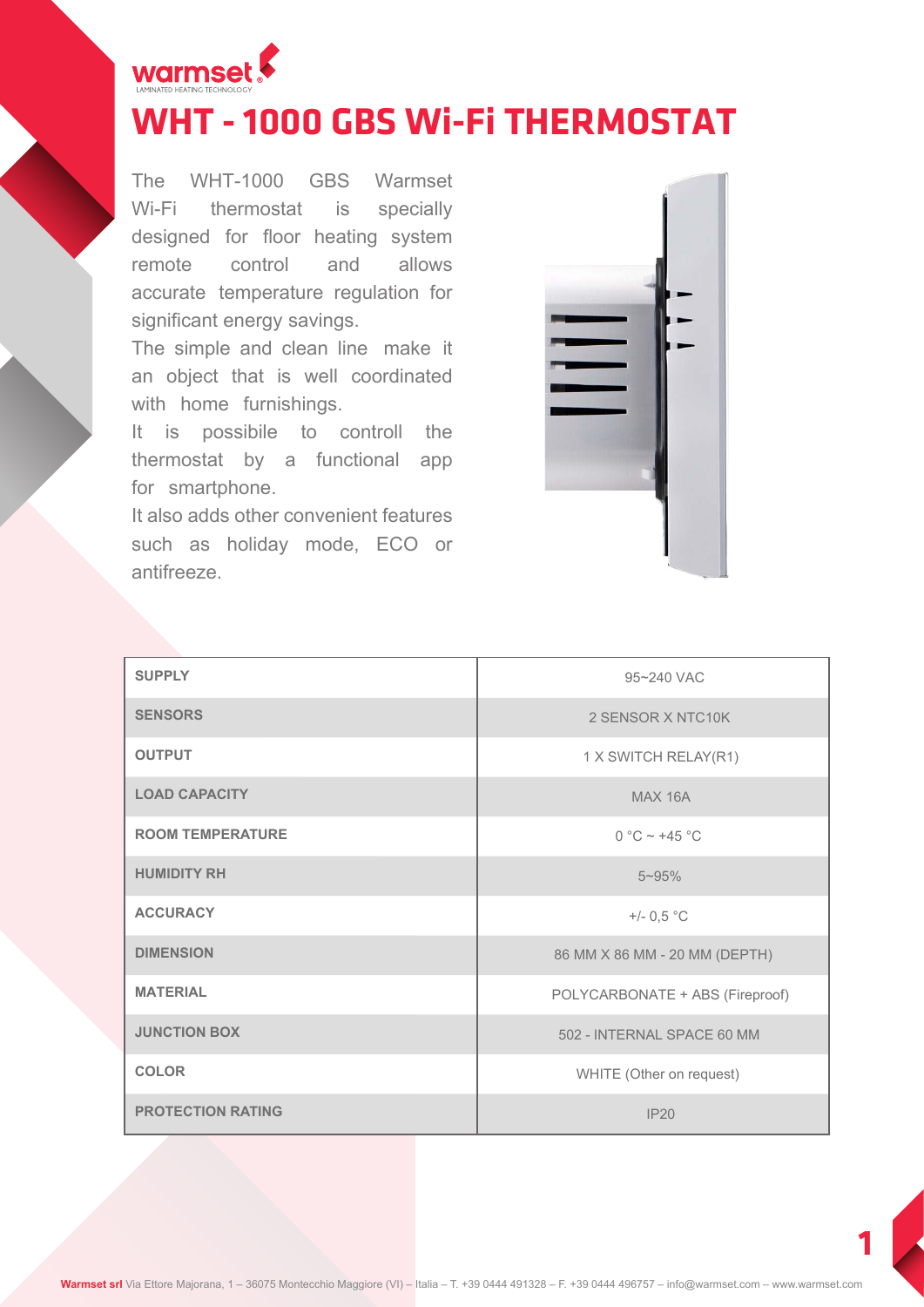warmset LAMINATED HEATING TECHNOLOGY

# WHT - 1000 GBS Wi-Fi THERMOSTAT

The WHT-1000 GBS Warmset Wi-Fi thermostat is specially designed for floor heating system remote control and allows accurate temperature regulation for significant energy savings.
The simple and clean line make it an object that is well coordinated with home furnishings.
It is possibile to controll the thermostat by a functional app for smartphone.
It also adds other convenient features such as holiday mode, ECO or antifreeze.

| | |
|---|---|
| **SUPPLY** | 95~240 VAC |
| **SENSORS** | 2 SENSOR X NTC10K |
| **OUTPUT** | 1 X SWITCH RELAY(R1) |
| **LOAD CAPACITY** | MAX 16A |
| **ROOM TEMPERATURE** | 0 °C ~ +45 °C |
| **HUMIDITY RH** | 5~95% |
| **ACCURACY** | +/- 0,5 °C |
| **DIMENSION** | 86 MM X 86 MM - 20 MM (DEPTH) |
| **MATERIAL** | POLYCARBONATE + ABS (Fireproof) |
| **JUNCTION BOX** | 502 - INTERNAL SPACE 60 MM |
| **COLOR** | WHITE (Other on request) |
| **PROTECTION RATING** | IP20 |

**Warmset srl** Via Ettore Majorana, 1 – 36075 Montecchio Maggiore (VI) – Italia – T. +39 0444 491328 – F. +39 0444 496757 – info@warmset.com – www.warmset.com